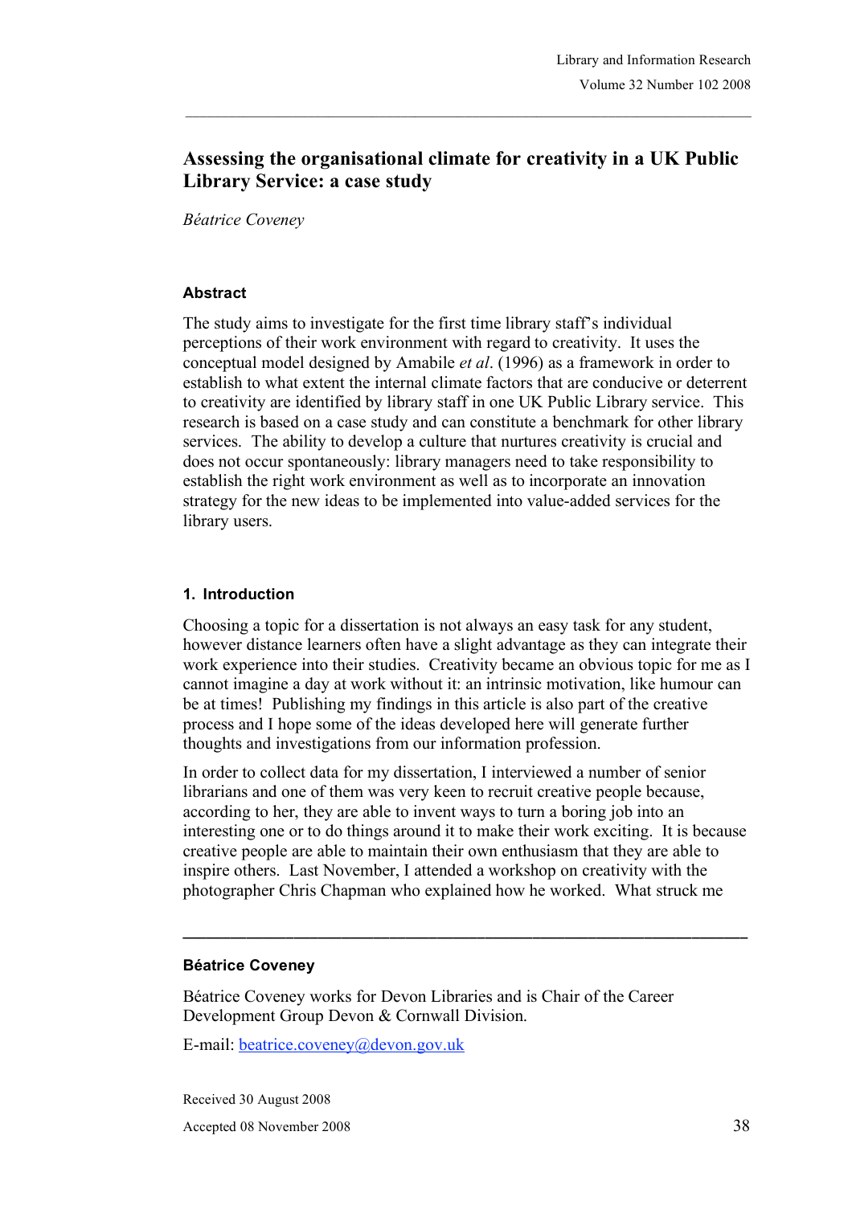# Assessing the organisational climate for creativity in a UK Public Library Service: a case study

*Béatrice Coveney*

### Abstract

The study aims to investigate for the first time library staff's individual perceptions of their work environment with regard to creativity. It uses the conceptual model designed by Amabile *et al*. (1996) as a framework in order to establish to what extent the internal climate factors that are conducive or deterrent to creativity are identified by library staff in one UK Public Library service. This research is based on a case study and can constitute a benchmark for other library services. The ability to develop a culture that nurtures creativity is crucial and does not occur spontaneously: library managers need to take responsibility to establish the right work environment as well as to incorporate an innovation strategy for the new ideas to be implemented into value-added services for the library users.

### 1. Introduction

Choosing a topic for a dissertation is not always an easy task for any student, however distance learners often have a slight advantage as they can integrate their work experience into their studies. Creativity became an obvious topic for me as I cannot imagine a day at work without it: an intrinsic motivation, like humour can be at times! Publishing my findings in this article is also part of the creative process and I hope some of the ideas developed here will generate further thoughts and investigations from our information profession.

In order to collect data for my dissertation, I interviewed a number of senior librarians and one of them was very keen to recruit creative people because, according to her, they are able to invent ways to turn a boring job into an interesting one or to do things around it to make their work exciting. It is because creative people are able to maintain their own enthusiasm that they are able to inspire others. Last November, I attended a workshop on creativity with the photographer Chris Chapman who explained how he worked. What struck me

---

**Béatrice Coveney**

Béatrice Coveney works for Devon Libraries and is Chair of the Career Development Group Devon & Cornwall Division.

E-mail: beatrice.coveney@devon.gov.uk

Received 30 August 2008

Accepted 08 November 2008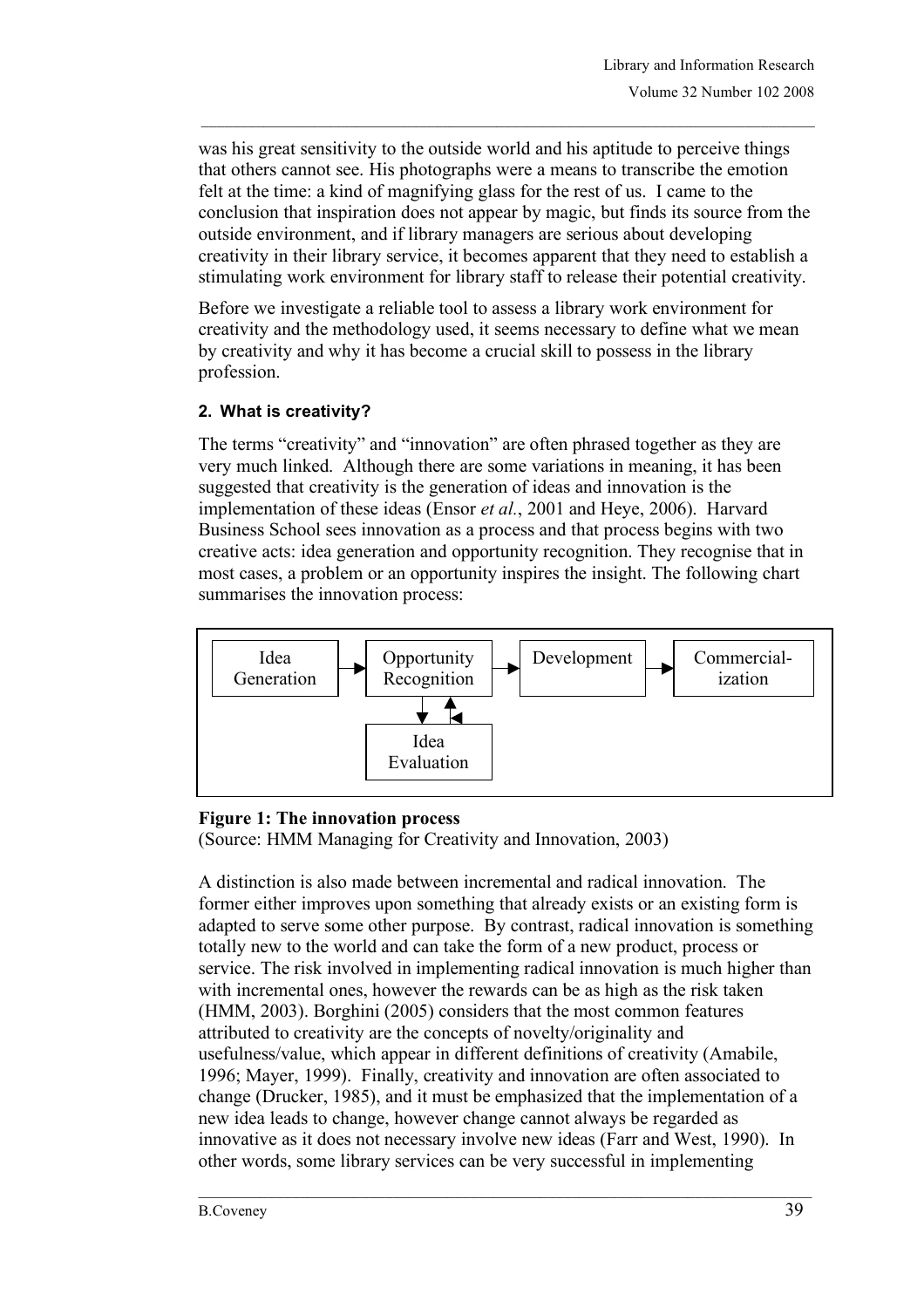was his great sensitivity to the outside world and his aptitude to perceive things that others cannot see. His photographs were a means to transcribe the emotion felt at the time: a kind of magnifying glass for the rest of us. I came to the conclusion that inspiration does not appear by magic, but finds its source from the outside environment, and if library managers are serious about developing creativity in their library service, it becomes apparent that they need to establish a stimulating work environment for library staff to release their potential creativity.

Before we investigate a reliable tool to assess a library work environment for creativity and the methodology used, it seems necessary to define what we mean by creativity and why it has become a crucial skill to possess in the library profession.

### 2. What is creativity?

The terms "creativity" and "innovation" are often phrased together as they are very much linked. Although there are some variations in meaning, it has been suggested that creativity is the generation of ideas and innovation is the implementation of these ideas (Ensor *et al.*, 2001 and Heye, 2006). Harvard Business School sees innovation as a process and that process begins with two creative acts: idea generation and opportunity recognition. They recognise that in most cases, a problem or an opportunity inspires the insight. The following chart summarises the innovation process:

Idea Generation → Opportunity Recognition → Development → Commercial-ization

Opportunity Recognition ⇅ Idea Evaluation

**Figure 1: The innovation process**
(Source: HMM Managing for Creativity and Innovation, 2003)

A distinction is also made between incremental and radical innovation. The former either improves upon something that already exists or an existing form is adapted to serve some other purpose. By contrast, radical innovation is something totally new to the world and can take the form of a new product, process or service. The risk involved in implementing radical innovation is much higher than with incremental ones, however the rewards can be as high as the risk taken (HMM, 2003). Borghini (2005) considers that the most common features attributed to creativity are the concepts of novelty/originality and usefulness/value, which appear in different definitions of creativity (Amabile, 1996; Mayer, 1999). Finally, creativity and innovation are often associated to change (Drucker, 1985), and it must be emphasized that the implementation of a new idea leads to change, however change cannot always be regarded as innovative as it does not necessary involve new ideas (Farr and West, 1990). In other words, some library services can be very successful in implementing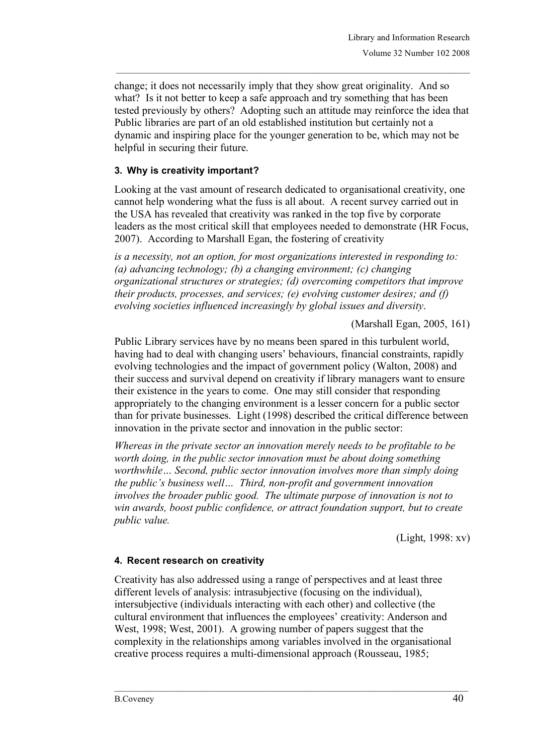change; it does not necessarily imply that they show great originality. And so what? Is it not better to keep a safe approach and try something that has been tested previously by others? Adopting such an attitude may reinforce the idea that Public libraries are part of an old established institution but certainly not a dynamic and inspiring place for the younger generation to be, which may not be helpful in securing their future.

### 3. Why is creativity important?

Looking at the vast amount of research dedicated to organisational creativity, one cannot help wondering what the fuss is all about. A recent survey carried out in the USA has revealed that creativity was ranked in the top five by corporate leaders as the most critical skill that employees needed to demonstrate (HR Focus, 2007). According to Marshall Egan, the fostering of creativity

*is a necessity, not an option, for most organizations interested in responding to: (a) advancing technology; (b) a changing environment; (c) changing organizational structures or strategies; (d) overcoming competitors that improve their products, processes, and services; (e) evolving customer desires; and (f) evolving societies influenced increasingly by global issues and diversity*.

(Marshall Egan, 2005, 161)

Public Library services have by no means been spared in this turbulent world, having had to deal with changing users' behaviours, financial constraints, rapidly evolving technologies and the impact of government policy (Walton, 2008) and their success and survival depend on creativity if library managers want to ensure their existence in the years to come. One may still consider that responding appropriately to the changing environment is a lesser concern for a public sector than for private businesses. Light (1998) described the critical difference between innovation in the private sector and innovation in the public sector:

*Whereas in the private sector an innovation merely needs to be profitable to be worth doing, in the public sector innovation must be about doing something worthwhile… Second, public sector innovation involves more than simply doing the public's business well… Third, non-profit and government innovation involves the broader public good. The ultimate purpose of innovation is not to win awards, boost public confidence, or attract foundation support, but to create public value.*

(Light, 1998: xv)

### 4. Recent research on creativity

Creativity has also addressed using a range of perspectives and at least three different levels of analysis: intrasubjective (focusing on the individual), intersubjective (individuals interacting with each other) and collective (the cultural environment that influences the employees' creativity: Anderson and West, 1998; West, 2001). A growing number of papers suggest that the complexity in the relationships among variables involved in the organisational creative process requires a multi-dimensional approach (Rousseau, 1985;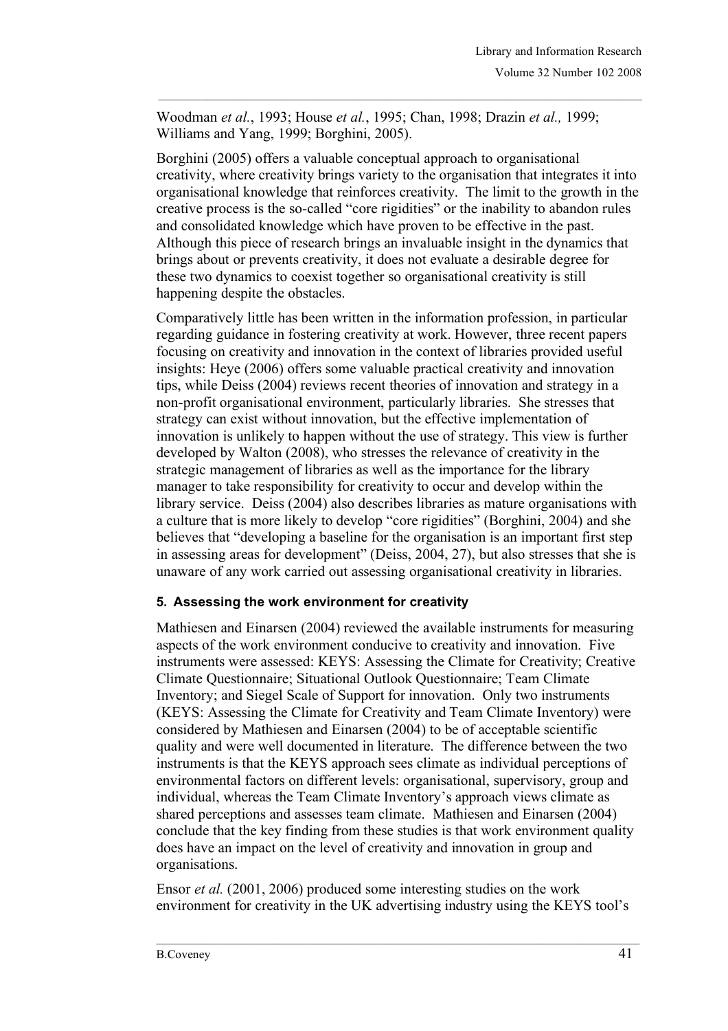Woodman *et al.*, 1993; House *et al.*, 1995; Chan, 1998; Drazin *et al.,* 1999; Williams and Yang, 1999; Borghini, 2005).

Borghini (2005) offers a valuable conceptual approach to organisational creativity, where creativity brings variety to the organisation that integrates it into organisational knowledge that reinforces creativity. The limit to the growth in the creative process is the so-called "core rigidities" or the inability to abandon rules and consolidated knowledge which have proven to be effective in the past. Although this piece of research brings an invaluable insight in the dynamics that brings about or prevents creativity, it does not evaluate a desirable degree for these two dynamics to coexist together so organisational creativity is still happening despite the obstacles.

Comparatively little has been written in the information profession, in particular regarding guidance in fostering creativity at work. However, three recent papers focusing on creativity and innovation in the context of libraries provided useful insights: Heye (2006) offers some valuable practical creativity and innovation tips, while Deiss (2004) reviews recent theories of innovation and strategy in a non-profit organisational environment, particularly libraries. She stresses that strategy can exist without innovation, but the effective implementation of innovation is unlikely to happen without the use of strategy. This view is further developed by Walton (2008), who stresses the relevance of creativity in the strategic management of libraries as well as the importance for the library manager to take responsibility for creativity to occur and develop within the library service. Deiss (2004) also describes libraries as mature organisations with a culture that is more likely to develop "core rigidities" (Borghini, 2004) and she believes that "developing a baseline for the organisation is an important first step in assessing areas for development" (Deiss, 2004, 27), but also stresses that she is unaware of any work carried out assessing organisational creativity in libraries.

## 5. Assessing the work environment for creativity

Mathiesen and Einarsen (2004) reviewed the available instruments for measuring aspects of the work environment conducive to creativity and innovation. Five instruments were assessed: KEYS: Assessing the Climate for Creativity; Creative Climate Questionnaire; Situational Outlook Questionnaire; Team Climate Inventory; and Siegel Scale of Support for innovation. Only two instruments (KEYS: Assessing the Climate for Creativity and Team Climate Inventory) were considered by Mathiesen and Einarsen (2004) to be of acceptable scientific quality and were well documented in literature. The difference between the two instruments is that the KEYS approach sees climate as individual perceptions of environmental factors on different levels: organisational, supervisory, group and individual, whereas the Team Climate Inventory's approach views climate as shared perceptions and assesses team climate. Mathiesen and Einarsen (2004) conclude that the key finding from these studies is that work environment quality does have an impact on the level of creativity and innovation in group and organisations.

Ensor *et al.* (2001, 2006) produced some interesting studies on the work environment for creativity in the UK advertising industry using the KEYS tool's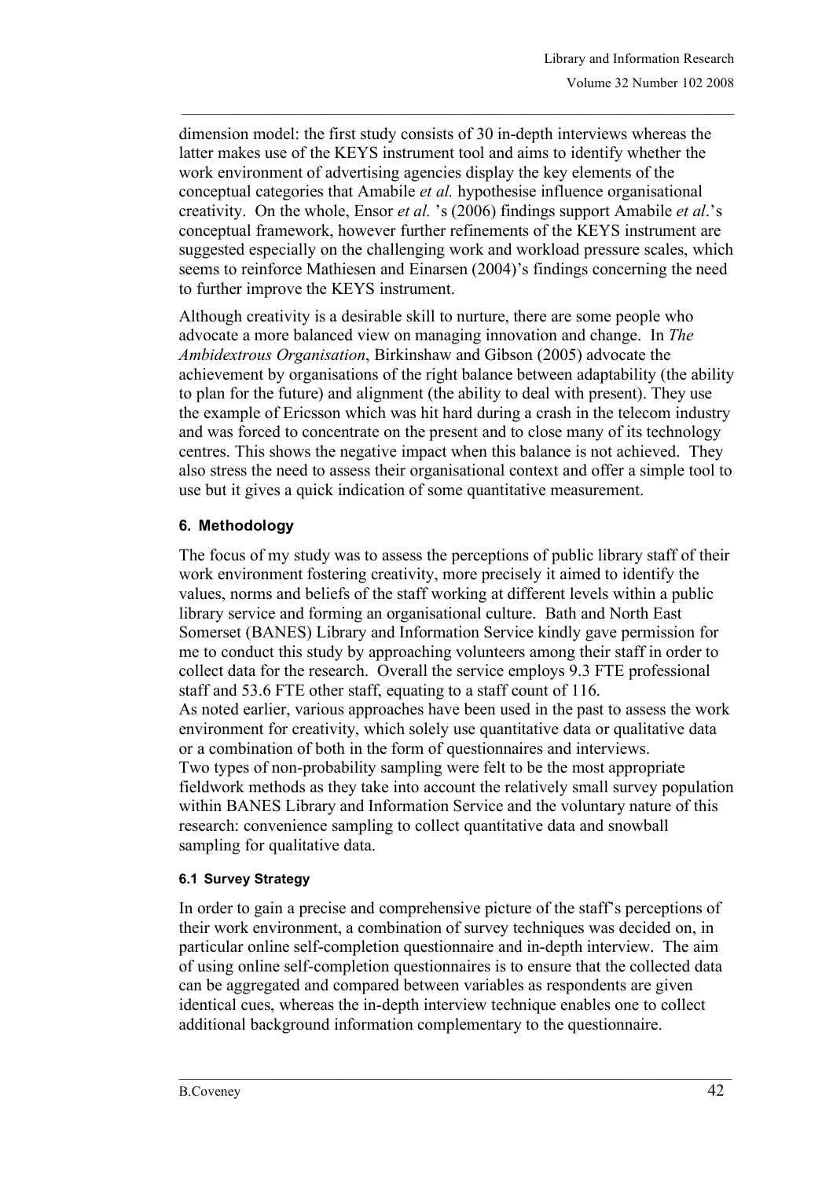dimension model: the first study consists of 30 in-depth interviews whereas the latter makes use of the KEYS instrument tool and aims to identify whether the work environment of advertising agencies display the key elements of the conceptual categories that Amabile *et al.* hypothesise influence organisational creativity. On the whole, Ensor *et al.* 's (2006) findings support Amabile *et al*.'s conceptual framework, however further refinements of the KEYS instrument are suggested especially on the challenging work and workload pressure scales, which seems to reinforce Mathiesen and Einarsen (2004)'s findings concerning the need to further improve the KEYS instrument.

Although creativity is a desirable skill to nurture, there are some people who advocate a more balanced view on managing innovation and change. In *The Ambidextrous Organisation*, Birkinshaw and Gibson (2005) advocate the achievement by organisations of the right balance between adaptability (the ability to plan for the future) and alignment (the ability to deal with present). They use the example of Ericsson which was hit hard during a crash in the telecom industry and was forced to concentrate on the present and to close many of its technology centres. This shows the negative impact when this balance is not achieved. They also stress the need to assess their organisational context and offer a simple tool to use but it gives a quick indication of some quantitative measurement.

### 6. Methodology

The focus of my study was to assess the perceptions of public library staff of their work environment fostering creativity, more precisely it aimed to identify the values, norms and beliefs of the staff working at different levels within a public library service and forming an organisational culture. Bath and North East Somerset (BANES) Library and Information Service kindly gave permission for me to conduct this study by approaching volunteers among their staff in order to collect data for the research. Overall the service employs 9.3 FTE professional staff and 53.6 FTE other staff, equating to a staff count of 116.

As noted earlier, various approaches have been used in the past to assess the work environment for creativity, which solely use quantitative data or qualitative data or a combination of both in the form of questionnaires and interviews.

Two types of non-probability sampling were felt to be the most appropriate fieldwork methods as they take into account the relatively small survey population within BANES Library and Information Service and the voluntary nature of this research: convenience sampling to collect quantitative data and snowball sampling for qualitative data.

#### 6.1 Survey Strategy

In order to gain a precise and comprehensive picture of the staff's perceptions of their work environment, a combination of survey techniques was decided on, in particular online self-completion questionnaire and in-depth interview. The aim of using online self-completion questionnaires is to ensure that the collected data can be aggregated and compared between variables as respondents are given identical cues, whereas the in-depth interview technique enables one to collect additional background information complementary to the questionnaire.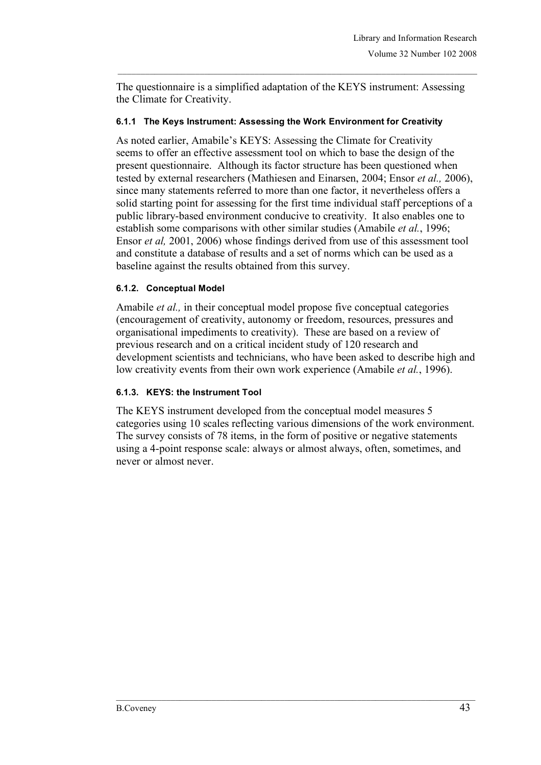The questionnaire is a simplified adaptation of the KEYS instrument: Assessing the Climate for Creativity.

#### 6.1.1 The Keys Instrument: Assessing the Work Environment for Creativity

As noted earlier, Amabile's KEYS: Assessing the Climate for Creativity seems to offer an effective assessment tool on which to base the design of the present questionnaire. Although its factor structure has been questioned when tested by external researchers (Mathiesen and Einarsen, 2004; Ensor *et al.,* 2006), since many statements referred to more than one factor, it nevertheless offers a solid starting point for assessing for the first time individual staff perceptions of a public library-based environment conducive to creativity. It also enables one to establish some comparisons with other similar studies (Amabile *et al.*, 1996; Ensor *et al,* 2001, 2006) whose findings derived from use of this assessment tool and constitute a database of results and a set of norms which can be used as a baseline against the results obtained from this survey.

#### 6.1.2. Conceptual Model

Amabile *et al.,* in their conceptual model propose five conceptual categories (encouragement of creativity, autonomy or freedom, resources, pressures and organisational impediments to creativity). These are based on a review of previous research and on a critical incident study of 120 research and development scientists and technicians, who have been asked to describe high and low creativity events from their own work experience (Amabile *et al.*, 1996).

#### 6.1.3. KEYS: the Instrument Tool

The KEYS instrument developed from the conceptual model measures 5 categories using 10 scales reflecting various dimensions of the work environment. The survey consists of 78 items, in the form of positive or negative statements using a 4-point response scale: always or almost always, often, sometimes, and never or almost never.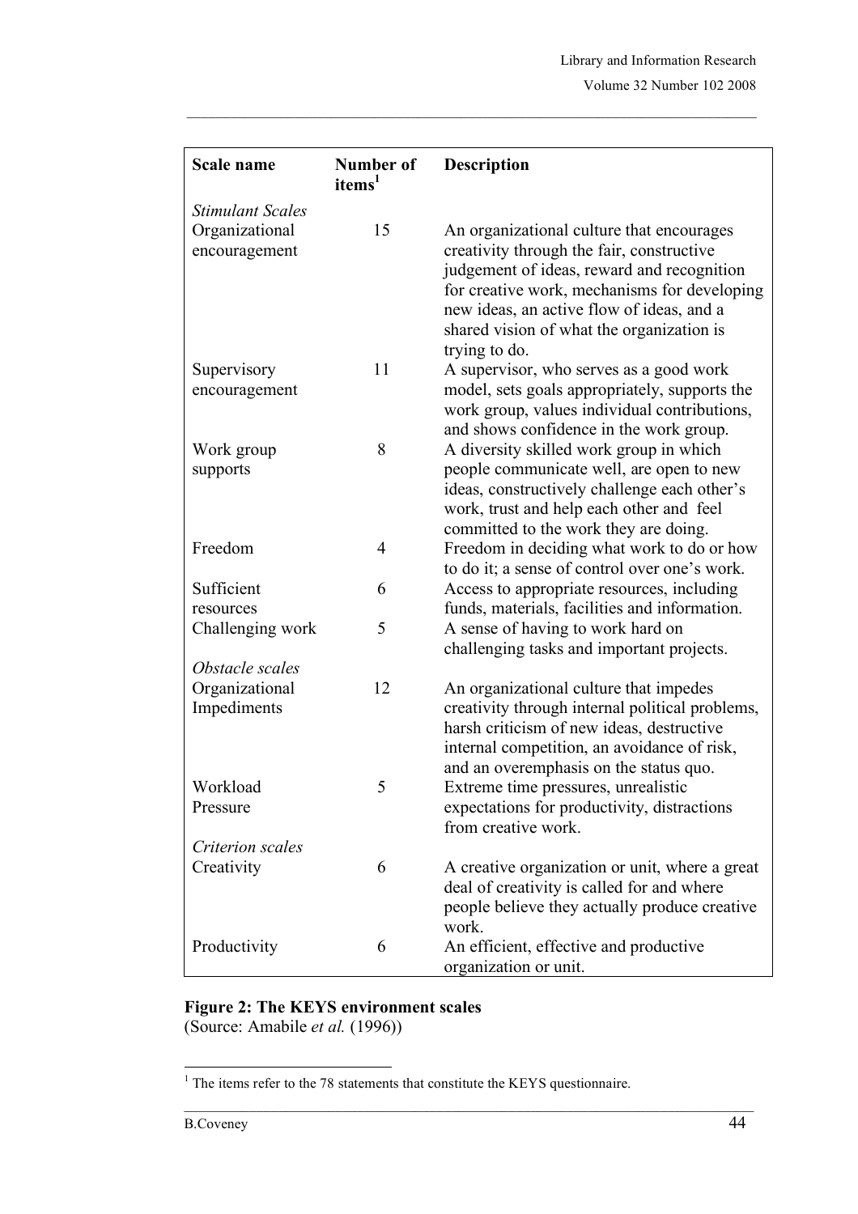| Scale name | Number of items[1] | Description |
|---|---|---|
| *Stimulant Scales* | | |
| Organizational encouragement | 15 | An organizational culture that encourages creativity through the fair, constructive judgement of ideas, reward and recognition for creative work, mechanisms for developing new ideas, an active flow of ideas, and a shared vision of what the organization is trying to do. |
| Supervisory encouragement | 11 | A supervisor, who serves as a good work model, sets goals appropriately, supports the work group, values individual contributions, and shows confidence in the work group. |
| Work group supports | 8 | A diversity skilled work group in which people communicate well, are open to new ideas, constructively challenge each other's work, trust and help each other and feel committed to the work they are doing. |
| Freedom | 4 | Freedom in deciding what work to do or how to do it; a sense of control over one's work. |
| Sufficient resources | 6 | Access to appropriate resources, including funds, materials, facilities and information. |
| Challenging work | 5 | A sense of having to work hard on challenging tasks and important projects. |
| *Obstacle scales* | | |
| Organizational Impediments | 12 | An organizational culture that impedes creativity through internal political problems, harsh criticism of new ideas, destructive internal competition, an avoidance of risk, and an overemphasis on the status quo. |
| Workload Pressure | 5 | Extreme time pressures, unrealistic expectations for productivity, distractions from creative work. |
| *Criterion scales* | | |
| Creativity | 6 | A creative organization or unit, where a great deal of creativity is called for and where people believe they actually produce creative work. |
| Productivity | 6 | An efficient, effective and productive organization or unit. |

**Figure 2: The KEYS environment scales**
(Source: Amabile *et al.* (1996))

[1] The items refer to the 78 statements that constitute the KEYS questionnaire.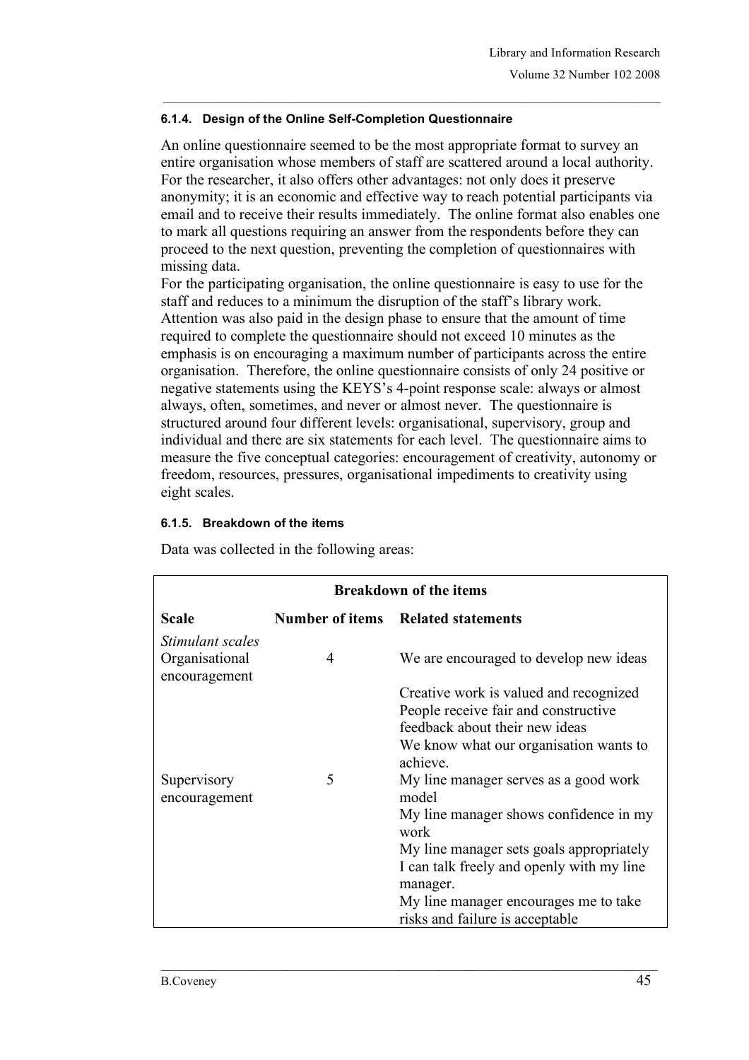#### 6.1.4. Design of the Online Self-Completion Questionnaire

An online questionnaire seemed to be the most appropriate format to survey an entire organisation whose members of staff are scattered around a local authority. For the researcher, it also offers other advantages: not only does it preserve anonymity; it is an economic and effective way to reach potential participants via email and to receive their results immediately. The online format also enables one to mark all questions requiring an answer from the respondents before they can proceed to the next question, preventing the completion of questionnaires with missing data.

For the participating organisation, the online questionnaire is easy to use for the staff and reduces to a minimum the disruption of the staff's library work. Attention was also paid in the design phase to ensure that the amount of time required to complete the questionnaire should not exceed 10 minutes as the emphasis is on encouraging a maximum number of participants across the entire organisation. Therefore, the online questionnaire consists of only 24 positive or negative statements using the KEYS's 4-point response scale: always or almost always, often, sometimes, and never or almost never. The questionnaire is structured around four different levels: organisational, supervisory, group and individual and there are six statements for each level. The questionnaire aims to measure the five conceptual categories: encouragement of creativity, autonomy or freedom, resources, pressures, organisational impediments to creativity using eight scales.

#### 6.1.5. Breakdown of the items

Data was collected in the following areas:

| Breakdown of the items | | |
|---|---|---|
| **Scale** | **Number of items** | **Related statements** |
| *Stimulant scales* | | |
| Organisational encouragement | 4 | We are encouraged to develop new ideas |
| | | Creative work is valued and recognized |
| | | People receive fair and constructive feedback about their new ideas |
| | | We know what our organisation wants to achieve. |
| Supervisory encouragement | 5 | My line manager serves as a good work model |
| | | My line manager shows confidence in my work |
| | | My line manager sets goals appropriately |
| | | I can talk freely and openly with my line manager. |
| | | My line manager encourages me to take risks and failure is acceptable |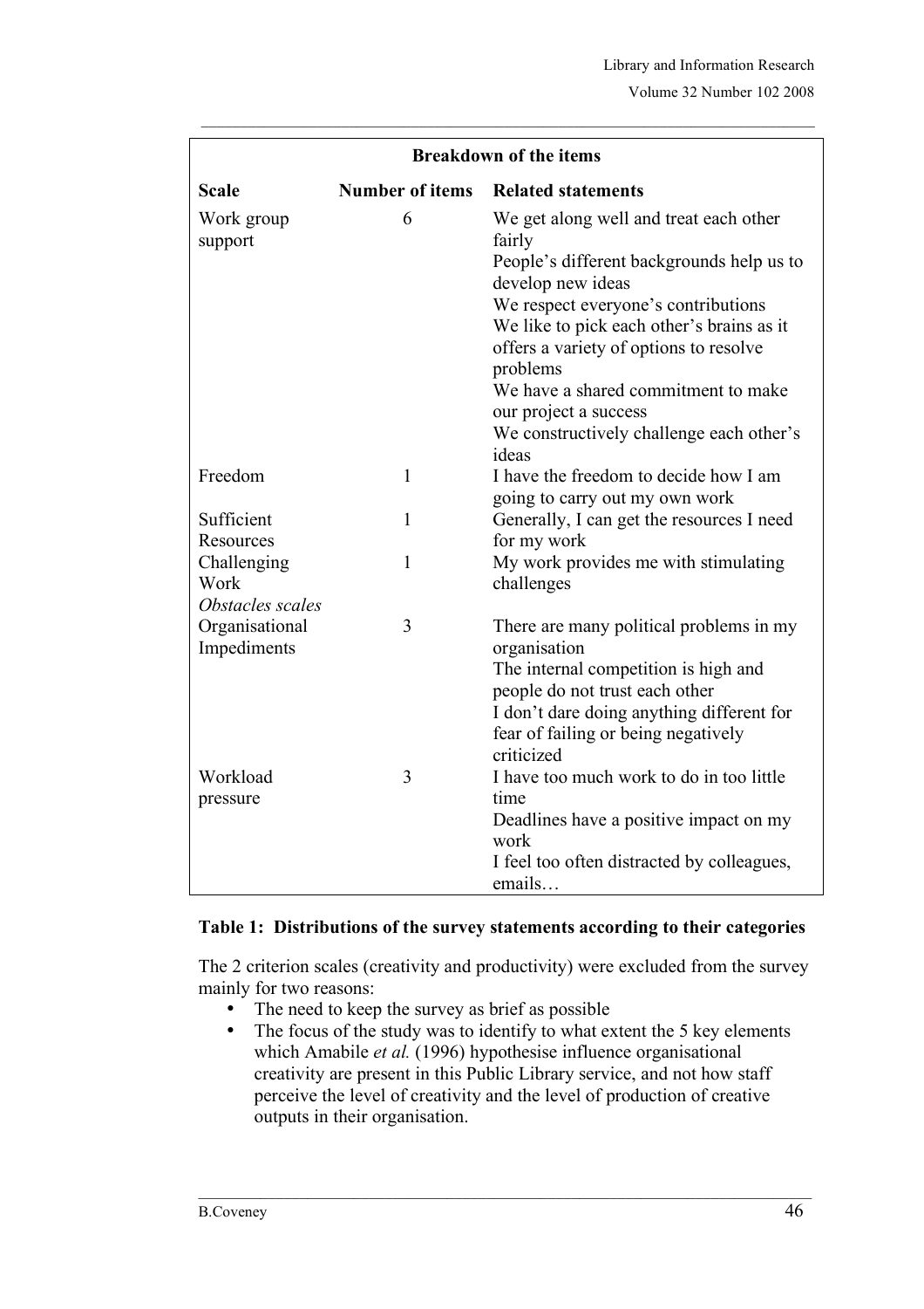| Breakdown of the items | | |
|---|---|---|
| **Scale** | **Number of items** | **Related statements** |
| Work group support | 6 | We get along well and treat each other fairly<br>People's different backgrounds help us to develop new ideas<br>We respect everyone's contributions<br>We like to pick each other's brains as it offers a variety of options to resolve problems<br>We have a shared commitment to make our project a success<br>We constructively challenge each other's ideas |
| Freedom | 1 | I have the freedom to decide how I am going to carry out my own work |
| Sufficient Resources | 1 | Generally, I can get the resources I need for my work |
| Challenging Work | 1 | My work provides me with stimulating challenges |
| *Obstacles scales* | | |
| Organisational Impediments | 3 | There are many political problems in my organisation<br>The internal competition is high and people do not trust each other<br>I don't dare doing anything different for fear of failing or being negatively criticized |
| Workload pressure | 3 | I have too much work to do in too little time<br>Deadlines have a positive impact on my work<br>I feel too often distracted by colleagues, emails… |

**Table 1: Distributions of the survey statements according to their categories**

The 2 criterion scales (creativity and productivity) were excluded from the survey mainly for two reasons:

- The need to keep the survey as brief as possible
- The focus of the study was to identify to what extent the 5 key elements which Amabile *et al.* (1996) hypothesise influence organisational creativity are present in this Public Library service, and not how staff perceive the level of creativity and the level of production of creative outputs in their organisation.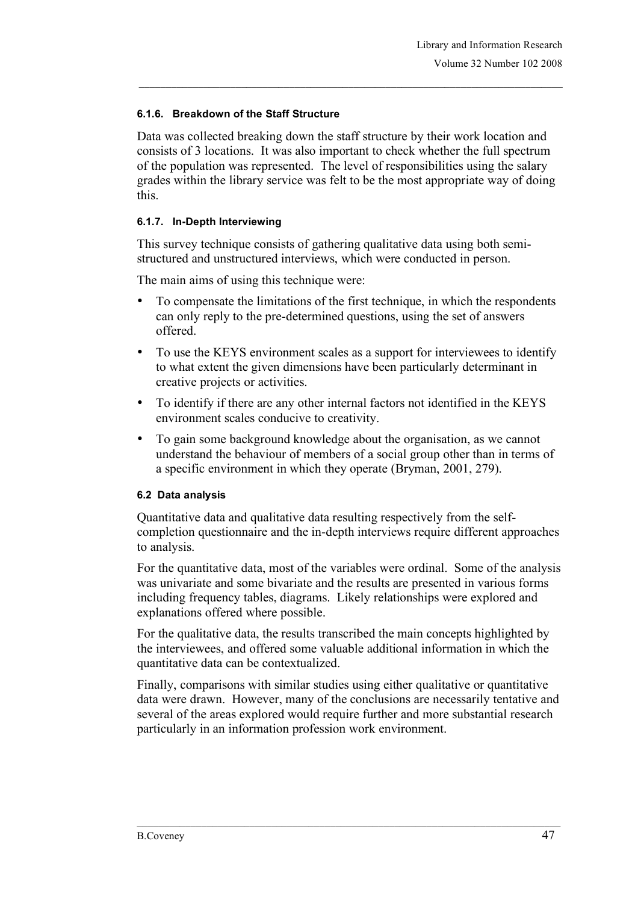#### 6.1.6. Breakdown of the Staff Structure

Data was collected breaking down the staff structure by their work location and consists of 3 locations. It was also important to check whether the full spectrum of the population was represented. The level of responsibilities using the salary grades within the library service was felt to be the most appropriate way of doing this.

#### 6.1.7. In-Depth Interviewing

This survey technique consists of gathering qualitative data using both semi-structured and unstructured interviews, which were conducted in person.

The main aims of using this technique were:

- To compensate the limitations of the first technique, in which the respondents can only reply to the pre-determined questions, using the set of answers offered.
- To use the KEYS environment scales as a support for interviewees to identify to what extent the given dimensions have been particularly determinant in creative projects or activities.
- To identify if there are any other internal factors not identified in the KEYS environment scales conducive to creativity.
- To gain some background knowledge about the organisation, as we cannot understand the behaviour of members of a social group other than in terms of a specific environment in which they operate (Bryman, 2001, 279).

### 6.2 Data analysis

Quantitative data and qualitative data resulting respectively from the self-completion questionnaire and the in-depth interviews require different approaches to analysis.

For the quantitative data, most of the variables were ordinal. Some of the analysis was univariate and some bivariate and the results are presented in various forms including frequency tables, diagrams. Likely relationships were explored and explanations offered where possible.

For the qualitative data, the results transcribed the main concepts highlighted by the interviewees, and offered some valuable additional information in which the quantitative data can be contextualized.

Finally, comparisons with similar studies using either qualitative or quantitative data were drawn. However, many of the conclusions are necessarily tentative and several of the areas explored would require further and more substantial research particularly in an information profession work environment.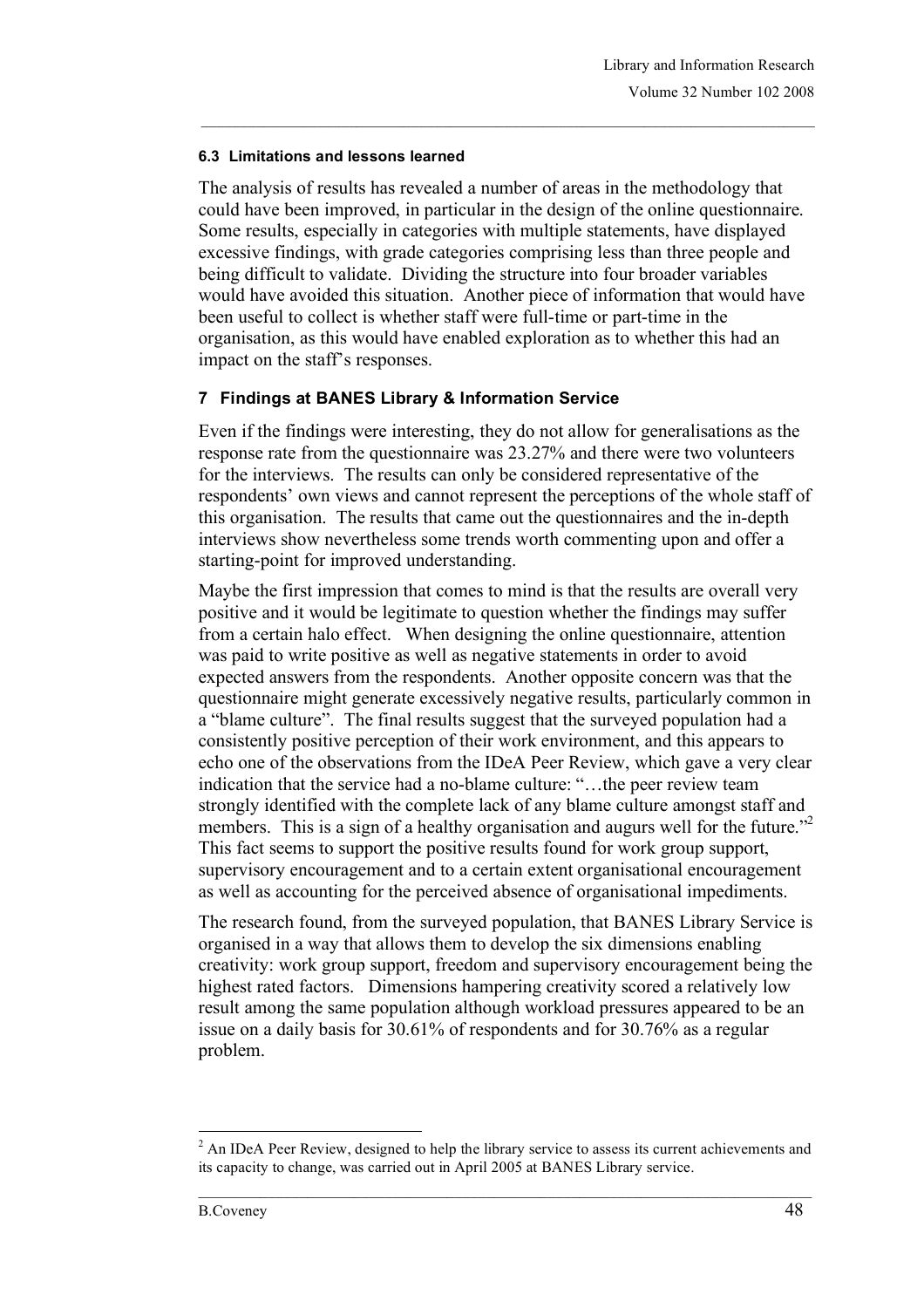### 6.3 Limitations and lessons learned

The analysis of results has revealed a number of areas in the methodology that could have been improved, in particular in the design of the online questionnaire. Some results, especially in categories with multiple statements, have displayed excessive findings, with grade categories comprising less than three people and being difficult to validate. Dividing the structure into four broader variables would have avoided this situation. Another piece of information that would have been useful to collect is whether staff were full-time or part-time in the organisation, as this would have enabled exploration as to whether this had an impact on the staff's responses.

## 7 Findings at BANES Library & Information Service

Even if the findings were interesting, they do not allow for generalisations as the response rate from the questionnaire was 23.27% and there were two volunteers for the interviews. The results can only be considered representative of the respondents' own views and cannot represent the perceptions of the whole staff of this organisation. The results that came out the questionnaires and the in-depth interviews show nevertheless some trends worth commenting upon and offer a starting-point for improved understanding.

Maybe the first impression that comes to mind is that the results are overall very positive and it would be legitimate to question whether the findings may suffer from a certain halo effect. When designing the online questionnaire, attention was paid to write positive as well as negative statements in order to avoid expected answers from the respondents. Another opposite concern was that the questionnaire might generate excessively negative results, particularly common in a "blame culture". The final results suggest that the surveyed population had a consistently positive perception of their work environment, and this appears to echo one of the observations from the IDeA Peer Review, which gave a very clear indication that the service had a no-blame culture: "…the peer review team strongly identified with the complete lack of any blame culture amongst staff and members. This is a sign of a healthy organisation and augurs well for the future."[2] This fact seems to support the positive results found for work group support, supervisory encouragement and to a certain extent organisational encouragement as well as accounting for the perceived absence of organisational impediments.

The research found, from the surveyed population, that BANES Library Service is organised in a way that allows them to develop the six dimensions enabling creativity: work group support, freedom and supervisory encouragement being the highest rated factors. Dimensions hampering creativity scored a relatively low result among the same population although workload pressures appeared to be an issue on a daily basis for 30.61% of respondents and for 30.76% as a regular problem.

[2] An IDeA Peer Review, designed to help the library service to assess its current achievements and its capacity to change, was carried out in April 2005 at BANES Library service.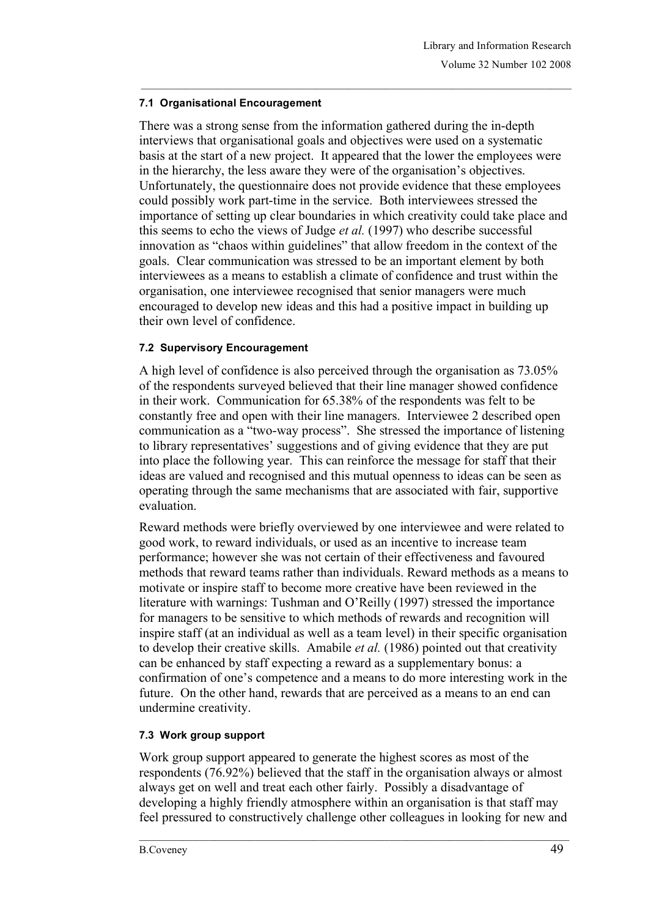### 7.1 Organisational Encouragement

There was a strong sense from the information gathered during the in-depth interviews that organisational goals and objectives were used on a systematic basis at the start of a new project. It appeared that the lower the employees were in the hierarchy, the less aware they were of the organisation's objectives. Unfortunately, the questionnaire does not provide evidence that these employees could possibly work part-time in the service. Both interviewees stressed the importance of setting up clear boundaries in which creativity could take place and this seems to echo the views of Judge *et al.* (1997) who describe successful innovation as "chaos within guidelines" that allow freedom in the context of the goals. Clear communication was stressed to be an important element by both interviewees as a means to establish a climate of confidence and trust within the organisation, one interviewee recognised that senior managers were much encouraged to develop new ideas and this had a positive impact in building up their own level of confidence.

### 7.2 Supervisory Encouragement

A high level of confidence is also perceived through the organisation as 73.05% of the respondents surveyed believed that their line manager showed confidence in their work. Communication for 65.38% of the respondents was felt to be constantly free and open with their line managers. Interviewee 2 described open communication as a "two-way process". She stressed the importance of listening to library representatives' suggestions and of giving evidence that they are put into place the following year. This can reinforce the message for staff that their ideas are valued and recognised and this mutual openness to ideas can be seen as operating through the same mechanisms that are associated with fair, supportive evaluation.

Reward methods were briefly overviewed by one interviewee and were related to good work, to reward individuals, or used as an incentive to increase team performance; however she was not certain of their effectiveness and favoured methods that reward teams rather than individuals. Reward methods as a means to motivate or inspire staff to become more creative have been reviewed in the literature with warnings: Tushman and O'Reilly (1997) stressed the importance for managers to be sensitive to which methods of rewards and recognition will inspire staff (at an individual as well as a team level) in their specific organisation to develop their creative skills. Amabile *et al.* (1986) pointed out that creativity can be enhanced by staff expecting a reward as a supplementary bonus: a confirmation of one's competence and a means to do more interesting work in the future. On the other hand, rewards that are perceived as a means to an end can undermine creativity.

### 7.3 Work group support

Work group support appeared to generate the highest scores as most of the respondents (76.92%) believed that the staff in the organisation always or almost always get on well and treat each other fairly. Possibly a disadvantage of developing a highly friendly atmosphere within an organisation is that staff may feel pressured to constructively challenge other colleagues in looking for new and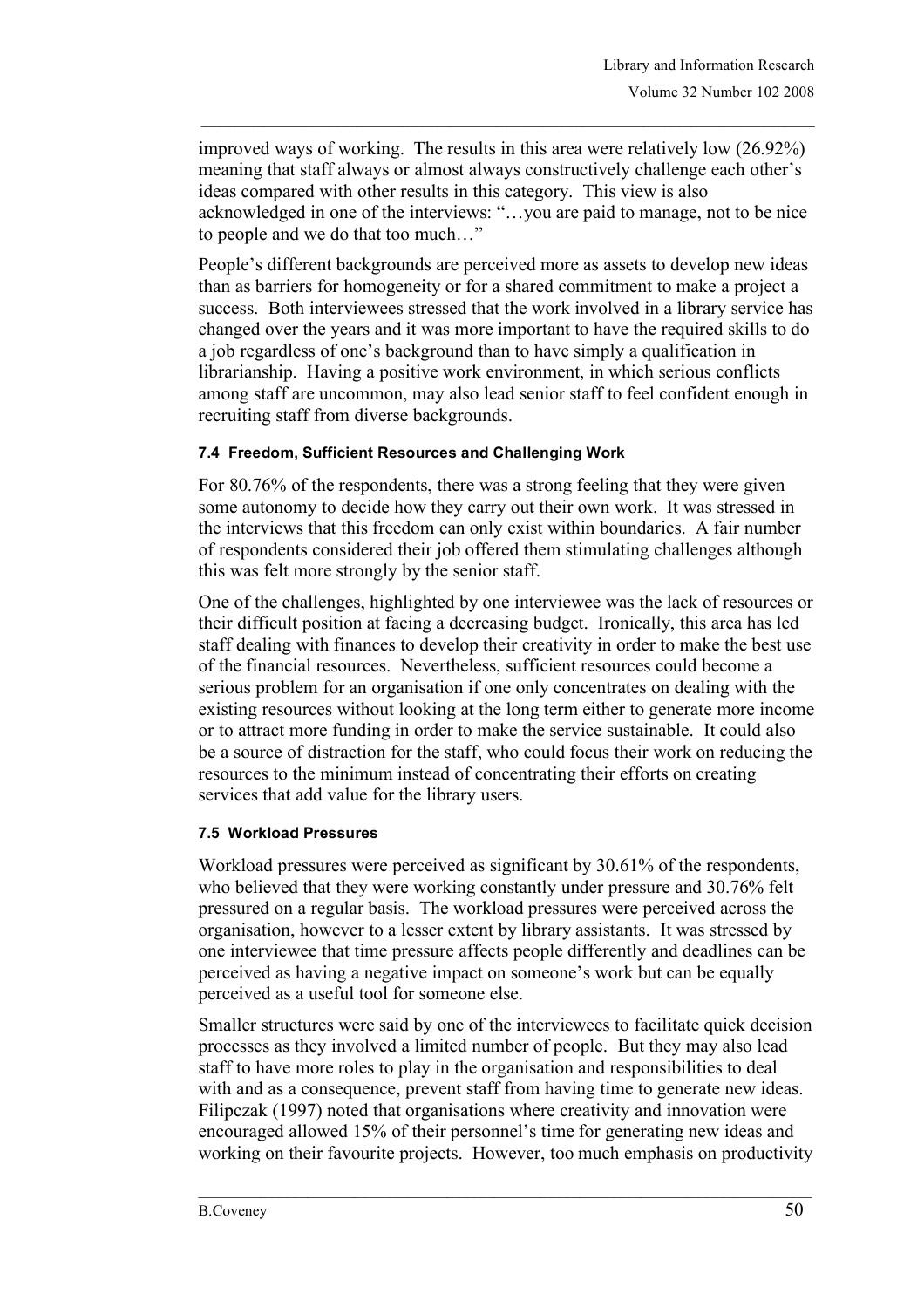improved ways of working. The results in this area were relatively low (26.92%) meaning that staff always or almost always constructively challenge each other's ideas compared with other results in this category. This view is also acknowledged in one of the interviews: "…you are paid to manage, not to be nice to people and we do that too much…"

People's different backgrounds are perceived more as assets to develop new ideas than as barriers for homogeneity or for a shared commitment to make a project a success. Both interviewees stressed that the work involved in a library service has changed over the years and it was more important to have the required skills to do a job regardless of one's background than to have simply a qualification in librarianship. Having a positive work environment, in which serious conflicts among staff are uncommon, may also lead senior staff to feel confident enough in recruiting staff from diverse backgrounds.

#### 7.4 Freedom, Sufficient Resources and Challenging Work

For 80.76% of the respondents, there was a strong feeling that they were given some autonomy to decide how they carry out their own work. It was stressed in the interviews that this freedom can only exist within boundaries. A fair number of respondents considered their job offered them stimulating challenges although this was felt more strongly by the senior staff.

One of the challenges, highlighted by one interviewee was the lack of resources or their difficult position at facing a decreasing budget. Ironically, this area has led staff dealing with finances to develop their creativity in order to make the best use of the financial resources. Nevertheless, sufficient resources could become a serious problem for an organisation if one only concentrates on dealing with the existing resources without looking at the long term either to generate more income or to attract more funding in order to make the service sustainable. It could also be a source of distraction for the staff, who could focus their work on reducing the resources to the minimum instead of concentrating their efforts on creating services that add value for the library users.

#### 7.5 Workload Pressures

Workload pressures were perceived as significant by 30.61% of the respondents, who believed that they were working constantly under pressure and 30.76% felt pressured on a regular basis. The workload pressures were perceived across the organisation, however to a lesser extent by library assistants. It was stressed by one interviewee that time pressure affects people differently and deadlines can be perceived as having a negative impact on someone's work but can be equally perceived as a useful tool for someone else.

Smaller structures were said by one of the interviewees to facilitate quick decision processes as they involved a limited number of people. But they may also lead staff to have more roles to play in the organisation and responsibilities to deal with and as a consequence, prevent staff from having time to generate new ideas. Filipczak (1997) noted that organisations where creativity and innovation were encouraged allowed 15% of their personnel's time for generating new ideas and working on their favourite projects. However, too much emphasis on productivity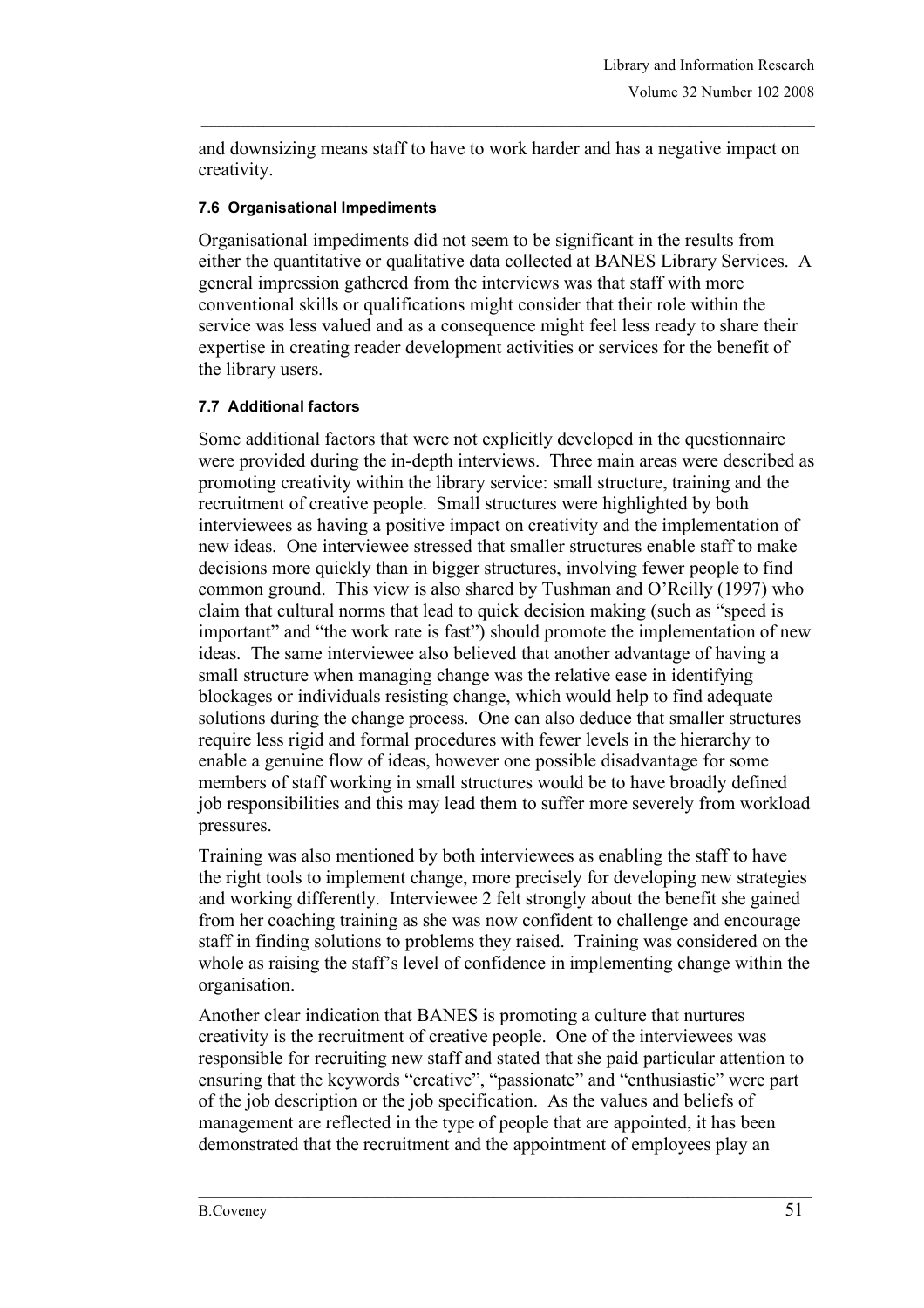and downsizing means staff to have to work harder and has a negative impact on creativity.

#### 7.6 Organisational Impediments

Organisational impediments did not seem to be significant in the results from either the quantitative or qualitative data collected at BANES Library Services. A general impression gathered from the interviews was that staff with more conventional skills or qualifications might consider that their role within the service was less valued and as a consequence might feel less ready to share their expertise in creating reader development activities or services for the benefit of the library users.

#### 7.7 Additional factors

Some additional factors that were not explicitly developed in the questionnaire were provided during the in-depth interviews. Three main areas were described as promoting creativity within the library service: small structure, training and the recruitment of creative people. Small structures were highlighted by both interviewees as having a positive impact on creativity and the implementation of new ideas. One interviewee stressed that smaller structures enable staff to make decisions more quickly than in bigger structures, involving fewer people to find common ground. This view is also shared by Tushman and O'Reilly (1997) who claim that cultural norms that lead to quick decision making (such as "speed is important" and "the work rate is fast") should promote the implementation of new ideas. The same interviewee also believed that another advantage of having a small structure when managing change was the relative ease in identifying blockages or individuals resisting change, which would help to find adequate solutions during the change process. One can also deduce that smaller structures require less rigid and formal procedures with fewer levels in the hierarchy to enable a genuine flow of ideas, however one possible disadvantage for some members of staff working in small structures would be to have broadly defined job responsibilities and this may lead them to suffer more severely from workload pressures.

Training was also mentioned by both interviewees as enabling the staff to have the right tools to implement change, more precisely for developing new strategies and working differently. Interviewee 2 felt strongly about the benefit she gained from her coaching training as she was now confident to challenge and encourage staff in finding solutions to problems they raised. Training was considered on the whole as raising the staff's level of confidence in implementing change within the organisation.

Another clear indication that BANES is promoting a culture that nurtures creativity is the recruitment of creative people. One of the interviewees was responsible for recruiting new staff and stated that she paid particular attention to ensuring that the keywords "creative", "passionate" and "enthusiastic" were part of the job description or the job specification. As the values and beliefs of management are reflected in the type of people that are appointed, it has been demonstrated that the recruitment and the appointment of employees play an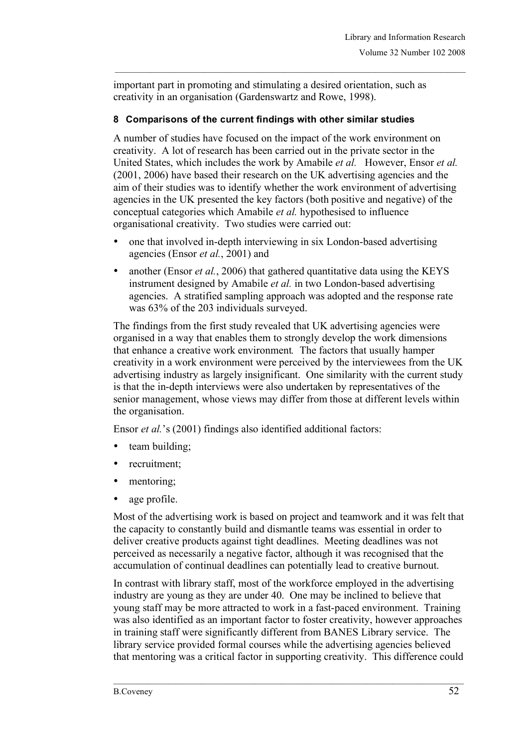important part in promoting and stimulating a desired orientation, such as creativity in an organisation (Gardenswartz and Rowe, 1998).

## 8 Comparisons of the current findings with other similar studies

A number of studies have focused on the impact of the work environment on creativity. A lot of research has been carried out in the private sector in the United States, which includes the work by Amabile *et al.* However, Ensor *et al.* (2001, 2006) have based their research on the UK advertising agencies and the aim of their studies was to identify whether the work environment of advertising agencies in the UK presented the key factors (both positive and negative) of the conceptual categories which Amabile *et al.* hypothesised to influence organisational creativity. Two studies were carried out:

- one that involved in-depth interviewing in six London-based advertising agencies (Ensor *et al.*, 2001) and
- another (Ensor *et al.*, 2006) that gathered quantitative data using the KEYS instrument designed by Amabile *et al.* in two London-based advertising agencies. A stratified sampling approach was adopted and the response rate was 63% of the 203 individuals surveyed.

The findings from the first study revealed that UK advertising agencies were organised in a way that enables them to strongly develop the work dimensions that enhance a creative work environment. The factors that usually hamper creativity in a work environment were perceived by the interviewees from the UK advertising industry as largely insignificant. One similarity with the current study is that the in-depth interviews were also undertaken by representatives of the senior management, whose views may differ from those at different levels within the organisation.

Ensor *et al.*'s (2001) findings also identified additional factors:

- team building;
- recruitment;
- mentoring;
- age profile.

Most of the advertising work is based on project and teamwork and it was felt that the capacity to constantly build and dismantle teams was essential in order to deliver creative products against tight deadlines. Meeting deadlines was not perceived as necessarily a negative factor, although it was recognised that the accumulation of continual deadlines can potentially lead to creative burnout.

In contrast with library staff, most of the workforce employed in the advertising industry are young as they are under 40. One may be inclined to believe that young staff may be more attracted to work in a fast-paced environment. Training was also identified as an important factor to foster creativity, however approaches in training staff were significantly different from BANES Library service. The library service provided formal courses while the advertising agencies believed that mentoring was a critical factor in supporting creativity. This difference could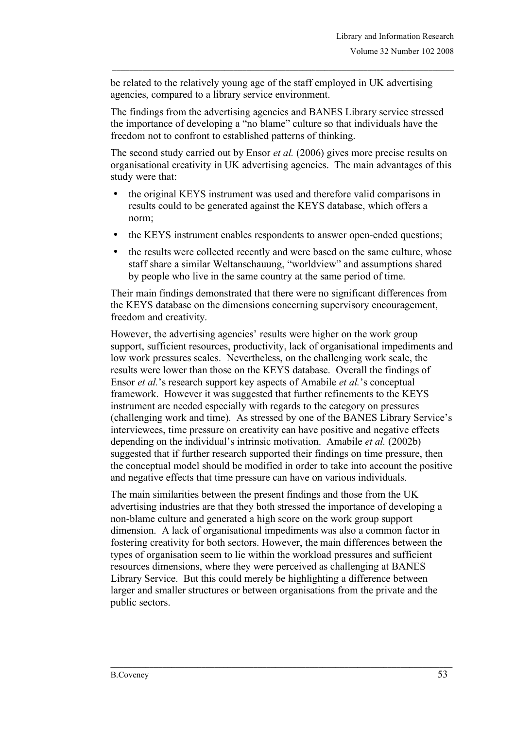be related to the relatively young age of the staff employed in UK advertising agencies, compared to a library service environment.

The findings from the advertising agencies and BANES Library service stressed the importance of developing a "no blame" culture so that individuals have the freedom not to confront to established patterns of thinking.

The second study carried out by Ensor *et al.* (2006) gives more precise results on organisational creativity in UK advertising agencies. The main advantages of this study were that:

- the original KEYS instrument was used and therefore valid comparisons in results could to be generated against the KEYS database, which offers a norm;
- the KEYS instrument enables respondents to answer open-ended questions;
- the results were collected recently and were based on the same culture, whose staff share a similar Weltanschauung, "worldview" and assumptions shared by people who live in the same country at the same period of time.

Their main findings demonstrated that there were no significant differences from the KEYS database on the dimensions concerning supervisory encouragement, freedom and creativity.

However, the advertising agencies' results were higher on the work group support, sufficient resources, productivity, lack of organisational impediments and low work pressures scales. Nevertheless, on the challenging work scale, the results were lower than those on the KEYS database. Overall the findings of Ensor *et al.*'s research support key aspects of Amabile *et al.*'s conceptual framework. However it was suggested that further refinements to the KEYS instrument are needed especially with regards to the category on pressures (challenging work and time). As stressed by one of the BANES Library Service's interviewees, time pressure on creativity can have positive and negative effects depending on the individual's intrinsic motivation. Amabile *et al.* (2002b) suggested that if further research supported their findings on time pressure, then the conceptual model should be modified in order to take into account the positive and negative effects that time pressure can have on various individuals.

The main similarities between the present findings and those from the UK advertising industries are that they both stressed the importance of developing a non-blame culture and generated a high score on the work group support dimension. A lack of organisational impediments was also a common factor in fostering creativity for both sectors. However, the main differences between the types of organisation seem to lie within the workload pressures and sufficient resources dimensions, where they were perceived as challenging at BANES Library Service. But this could merely be highlighting a difference between larger and smaller structures or between organisations from the private and the public sectors.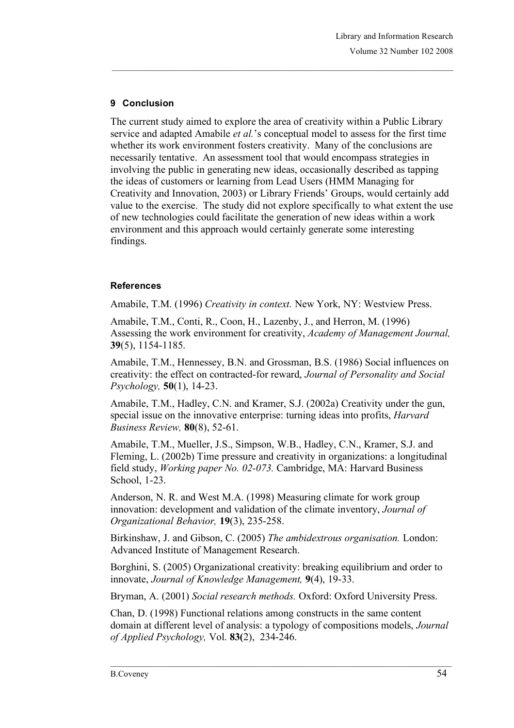## 9 Conclusion

The current study aimed to explore the area of creativity within a Public Library service and adapted Amabile *et al.*'s conceptual model to assess for the first time whether its work environment fosters creativity. Many of the conclusions are necessarily tentative. An assessment tool that would encompass strategies in involving the public in generating new ideas, occasionally described as tapping the ideas of customers or learning from Lead Users (HMM Managing for Creativity and Innovation, 2003) or Library Friends' Groups, would certainly add value to the exercise. The study did not explore specifically to what extent the use of new technologies could facilitate the generation of new ideas within a work environment and this approach would certainly generate some interesting findings.

### References

Amabile, T.M. (1996) *Creativity in context.* New York, NY: Westview Press.

Amabile, T.M., Conti, R., Coon, H., Lazenby, J., and Herron, M. (1996) Assessing the work environment for creativity, *Academy of Management Journal,* **39**(5), 1154-1185.

Amabile, T.M., Hennessey, B.N. and Grossman, B.S. (1986) Social influences on creativity: the effect on contracted-for reward, *Journal of Personality and Social Psychology,* **50**(1), 14-23.

Amabile, T.M., Hadley, C.N. and Kramer, S.J. (2002a) Creativity under the gun, special issue on the innovative enterprise: turning ideas into profits, *Harvard Business Review,* **80**(8), 52-61.

Amabile, T.M., Mueller, J.S., Simpson, W.B., Hadley, C.N., Kramer, S.J. and Fleming, L. (2002b) Time pressure and creativity in organizations: a longitudinal field study, *Working paper No. 02-073.* Cambridge, MA: Harvard Business School, 1-23.

Anderson, N. R. and West M.A. (1998) Measuring climate for work group innovation: development and validation of the climate inventory, *Journal of Organizational Behavior,* **19**(3), 235-258.

Birkinshaw, J. and Gibson, C. (2005) *The ambidextrous organisation.* London: Advanced Institute of Management Research.

Borghini, S. (2005) Organizational creativity: breaking equilibrium and order to innovate, *Journal of Knowledge Management,* **9**(4), 19-33.

Bryman, A. (2001) *Social research methods.* Oxford: Oxford University Press.

Chan, D. (1998) Functional relations among constructs in the same content domain at different level of analysis: a typology of compositions models, *Journal of Applied Psychology,* Vol. **83(**2), 234-246.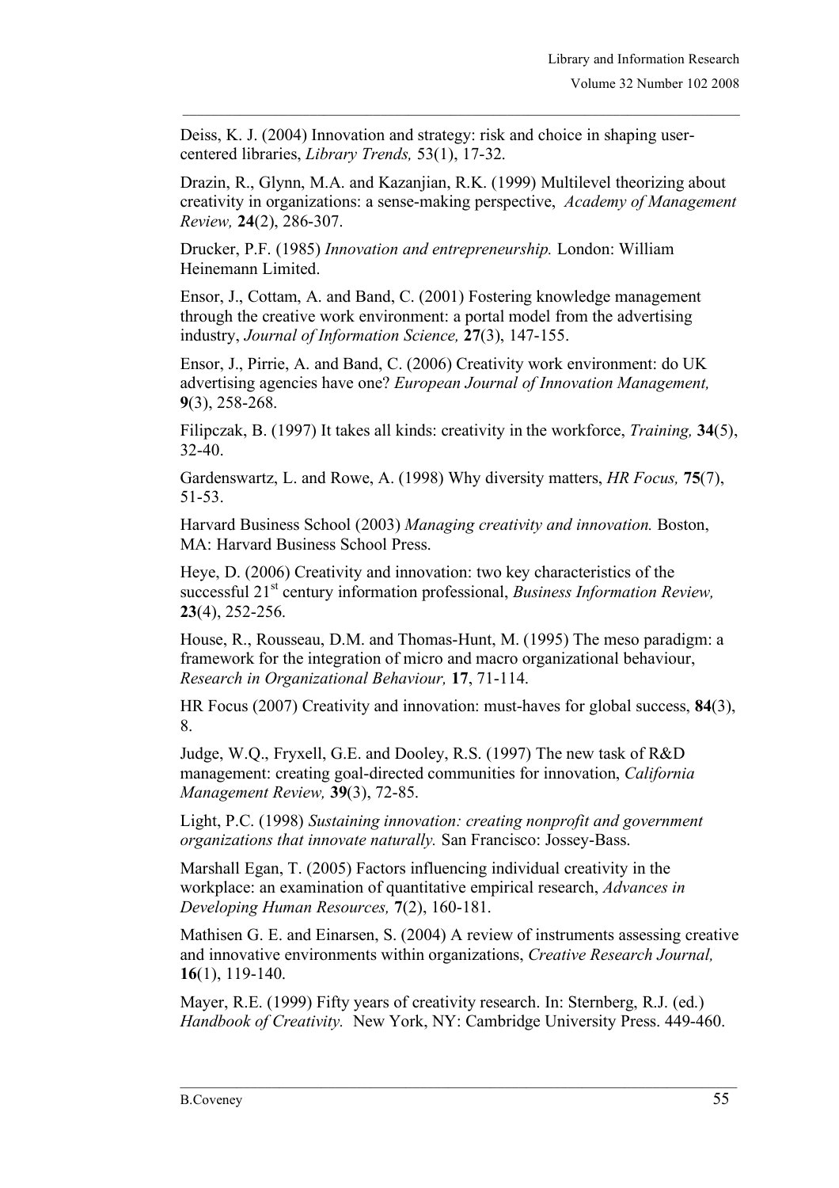Deiss, K. J. (2004) Innovation and strategy: risk and choice in shaping user-centered libraries, *Library Trends,* 53(1), 17-32.

Drazin, R., Glynn, M.A. and Kazanjian, R.K. (1999) Multilevel theorizing about creativity in organizations: a sense-making perspective, *Academy of Management Review,* **24**(2), 286-307.

Drucker, P.F. (1985) *Innovation and entrepreneurship.* London: William Heinemann Limited.

Ensor, J., Cottam, A. and Band, C. (2001) Fostering knowledge management through the creative work environment: a portal model from the advertising industry, *Journal of Information Science,* **27**(3), 147-155.

Ensor, J., Pirrie, A. and Band, C. (2006) Creativity work environment: do UK advertising agencies have one? *European Journal of Innovation Management,* **9**(3), 258-268.

Filipczak, B. (1997) It takes all kinds: creativity in the workforce, *Training,* **34**(5), 32-40.

Gardenswartz, L. and Rowe, A. (1998) Why diversity matters, *HR Focus,* **75**(7), 51-53.

Harvard Business School (2003) *Managing creativity and innovation.* Boston, MA: Harvard Business School Press.

Heye, D. (2006) Creativity and innovation: two key characteristics of the successful 21st century information professional, *Business Information Review,* **23**(4), 252-256.

House, R., Rousseau, D.M. and Thomas-Hunt, M. (1995) The meso paradigm: a framework for the integration of micro and macro organizational behaviour, *Research in Organizational Behaviour,* **17**, 71-114.

HR Focus (2007) Creativity and innovation: must-haves for global success, **84**(3), 8.

Judge, W.Q., Fryxell, G.E. and Dooley, R.S. (1997) The new task of R&D management: creating goal-directed communities for innovation, *California Management Review,* **39**(3), 72-85.

Light, P.C. (1998) *Sustaining innovation: creating nonprofit and government organizations that innovate naturally.* San Francisco: Jossey-Bass.

Marshall Egan, T. (2005) Factors influencing individual creativity in the workplace: an examination of quantitative empirical research, *Advances in Developing Human Resources,* **7**(2), 160-181.

Mathisen G. E. and Einarsen, S. (2004) A review of instruments assessing creative and innovative environments within organizations, *Creative Research Journal,* **16**(1), 119-140.

Mayer, R.E. (1999) Fifty years of creativity research. In: Sternberg, R.J. (ed.) *Handbook of Creativity.* New York, NY: Cambridge University Press. 449-460.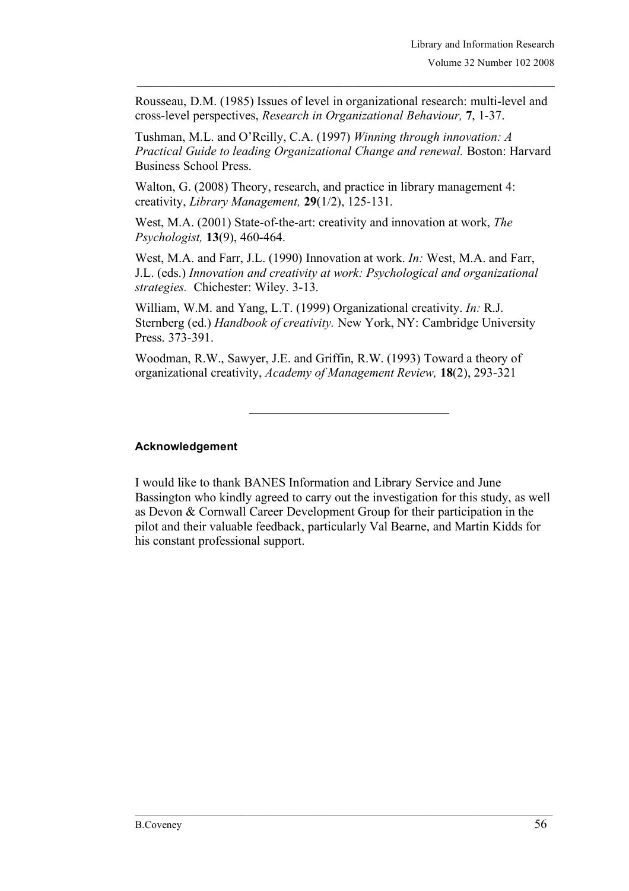Rousseau, D.M. (1985) Issues of level in organizational research: multi-level and cross-level perspectives, *Research in Organizational Behaviour,* **7**, 1-37.

Tushman, M.L. and O'Reilly, C.A. (1997) *Winning through innovation: A Practical Guide to leading Organizational Change and renewal.* Boston: Harvard Business School Press.

Walton, G. (2008) Theory, research, and practice in library management 4: creativity, *Library Management,* **29**(1/2), 125-131.

West, M.A. (2001) State-of-the-art: creativity and innovation at work, *The Psychologist,* **13**(9), 460-464.

West, M.A. and Farr, J.L. (1990) Innovation at work. *In:* West, M.A. and Farr, J.L. (eds.) *Innovation and creativity at work: Psychological and organizational strategies.* Chichester: Wiley. 3-13.

William, W.M. and Yang, L.T. (1999) Organizational creativity. *In:* R.J. Sternberg (ed.) *Handbook of creativity.* New York, NY: Cambridge University Press. 373-391.

Woodman, R.W., Sawyer, J.E. and Griffin, R.W. (1993) Toward a theory of organizational creativity, *Academy of Management Review,* **18**(2), 293-321

---

**Acknowledgement**

I would like to thank BANES Information and Library Service and June Bassington who kindly agreed to carry out the investigation for this study, as well as Devon & Cornwall Career Development Group for their participation in the pilot and their valuable feedback, particularly Val Bearne, and Martin Kidds for his constant professional support.